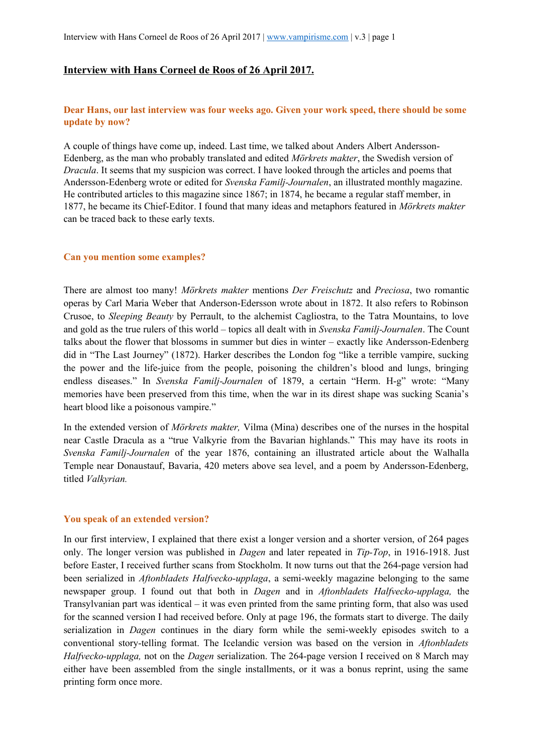# Interview with Hans Corneel de Roos of 26 April 2017.

**Dear Hans, our last interview was four weeks ago. Given your work speed, there should be some update by now?**

A couple of things have come up, indeed. Last time, we talked about Anders Albert Andersson-Edenberg, as the man who probably translated and edited *Mörkrets makter*, the Swedish version of *Dracula*. It seems that my suspicion was correct. I have looked through the articles and poems that Andersson-Edenberg wrote or edited for *Svenska Familj-Journalen*, an illustrated monthly magazine. He contributed articles to this magazine since 1867; in 1874, he became a regular staff member, in 1877, he became its Chief-Editor. I found that many ideas and metaphors featured in *Mörkrets makter* can be traced back to these early texts.

**Can you mention some examples?**

There are almost too many! *Mörkrets makter* mentions *Der Freischutz* and *Preciosa*, two romantic operas by Carl Maria Weber that Anderson-Edersson wrote about in 1872. It also refers to Robinson Crusoe, to *Sleeping Beauty* by Perrault, to the alchemist Cagliostra, to the Tatra Mountains, to love and gold as the true rulers of this world – topics all dealt with in *Svenska Familj-Journalen*. The Count talks about the flower that blossoms in summer but dies in winter – exactly like Andersson-Edenberg did in "The Last Journey" (1872). Harker describes the London fog "like a terrible vampire, sucking the power and the life-juice from the people, poisoning the children's blood and lungs, bringing endless diseases." In *Svenska Familj-Journalen* of 1879, a certain "Herm. H-g" wrote: "Many memories have been preserved from this time, when the war in its direst shape was sucking Scania's heart blood like a poisonous vampire."

In the extended version of *Mörkrets makter,* Vilma (Mina) describes one of the nurses in the hospital near Castle Dracula as a "true Valkyrie from the Bavarian highlands." This may have its roots in *Svenska Familj-Journalen* of the year 1876, containing an illustrated article about the Walhalla Temple near Donaustauf, Bavaria, 420 meters above sea level, and a poem by Andersson-Edenberg, titled *Valkyrian.*

**You speak of an extended version?**

In our first interview, I explained that there exist a longer version and a shorter version, of 264 pages only. The longer version was published in *Dagen* and later repeated in *Tip-Top*, in 1916-1918. Just before Easter, I received further scans from Stockholm. It now turns out that the 264-page version had been serialized in *Aftonbladets Halfvecko-upplaga*, a semi-weekly magazine belonging to the same newspaper group. I found out that both in *Dagen* and in *Aftonbladets Halfvecko-upplaga,* the Transylvanian part was identical – it was even printed from the same printing form, that also was used for the scanned version I had received before. Only at page 196, the formats start to diverge. The daily serialization in *Dagen* continues in the diary form while the semi-weekly episodes switch to a conventional story-telling format. The Icelandic version was based on the version in *Aftonbladets Halfvecko-upplaga,* not on the *Dagen* serialization. The 264-page version I received on 8 March may either have been assembled from the single installments, or it was a bonus reprint, using the same printing form once more.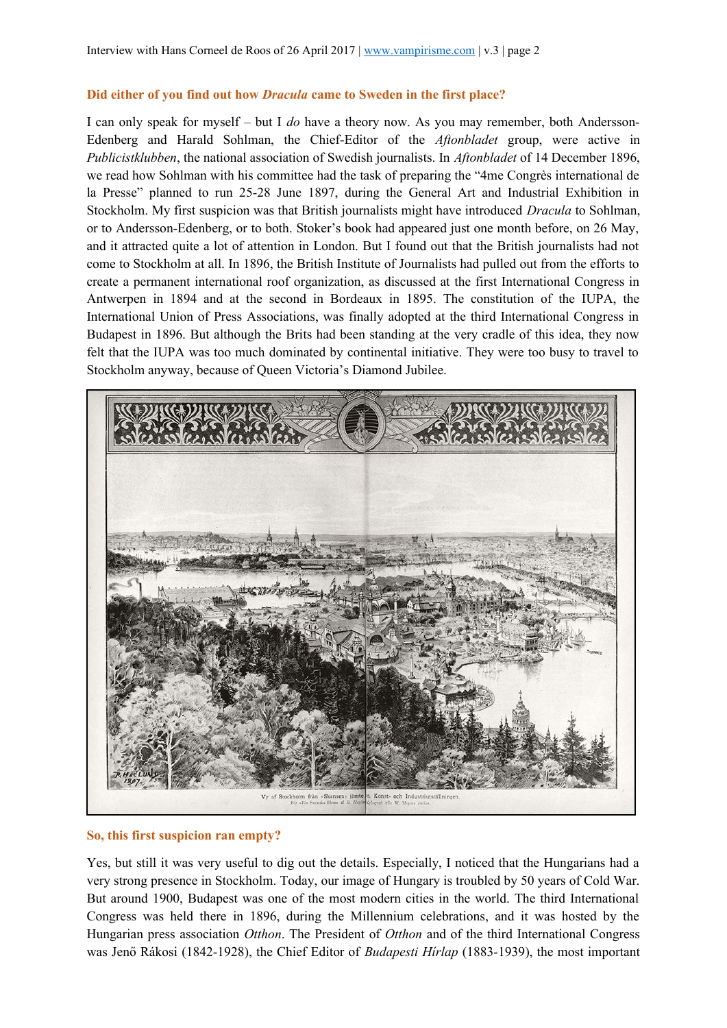**Did either of you find out how *Dracula* came to Sweden in the first place?**

I can only speak for myself – but I *do* have a theory now. As you may remember, both Andersson-Edenberg and Harald Sohlman, the Chief-Editor of the *Aftonbladet* group, were active in *Publicistklubben*, the national association of Swedish journalists. In *Aftonbladet* of 14 December 1896, we read how Sohlman with his committee had the task of preparing the "4me Congrès international de la Presse" planned to run 25-28 June 1897, during the General Art and Industrial Exhibition in Stockholm. My first suspicion was that British journalists might have introduced *Dracula* to Sohlman, or to Andersson-Edenberg, or to both. Stoker's book had appeared just one month before, on 26 May, and it attracted quite a lot of attention in London. But I found out that the British journalists had not come to Stockholm at all. In 1896, the British Institute of Journalists had pulled out from the efforts to create a permanent international roof organization, as discussed at the first International Congress in Antwerpen in 1894 and at the second in Bordeaux in 1895. The constitution of the IUPA, the International Union of Press Associations, was finally adopted at the third International Congress in Budapest in 1896. But although the Brits had been standing at the very cradle of this idea, they now felt that the IUPA was too much dominated by continental initiative. They were too busy to travel to Stockholm anyway, because of Queen Victoria's Diamond Jubilee.

Vy af Stockholm från »Skansen» jämte n. Konst- och Industriutställningen.

**So, this first suspicion ran empty?**

Yes, but still it was very useful to dig out the details. Especially, I noticed that the Hungarians had a very strong presence in Stockholm. Today, our image of Hungary is troubled by 50 years of Cold War. But around 1900, Budapest was one of the most modern cities in the world. The third International Congress was held there in 1896, during the Millennium celebrations, and it was hosted by the Hungarian press association *Otthon*. The President of *Otthon* and of the third International Congress was Jenő Rákosi (1842-1928), the Chief Editor of *Budapesti Hírlap* (1883-1939), the most important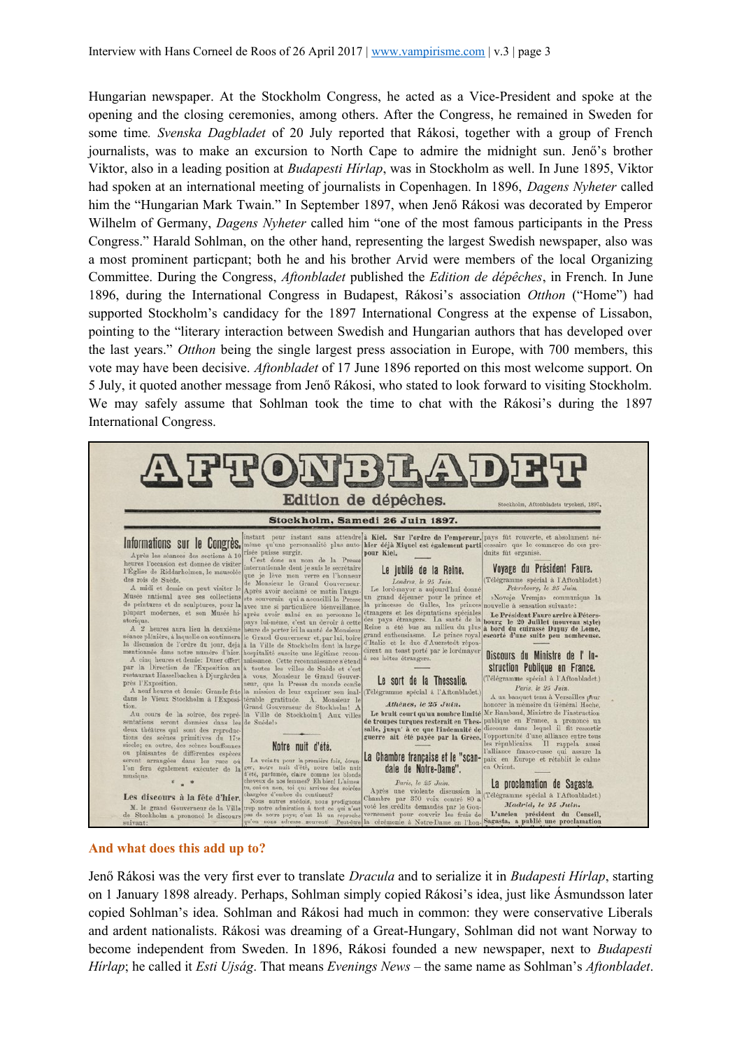Hungarian newspaper. At the Stockholm Congress, he acted as a Vice-President and spoke at the opening and the closing ceremonies, among others. After the Congress, he remained in Sweden for some time. *Svenska Dagbladet* of 20 July reported that Rákosi, together with a group of French journalists, was to make an excursion to North Cape to admire the midnight sun. Jenő's brother Viktor, also in a leading position at *Budapesti Hírlap*, was in Stockholm as well. In June 1895, Viktor had spoken at an international meeting of journalists in Copenhagen. In 1896, *Dagens Nyheter* called him the "Hungarian Mark Twain." In September 1897, when Jenő Rákosi was decorated by Emperor Wilhelm of Germany, *Dagens Nyheter* called him "one of the most famous participants in the Press Congress." Harald Sohlman, on the other hand, representing the largest Swedish newspaper, also was a most prominent particpant; both he and his brother Arvid were members of the local Organizing Committee. During the Congress, *Aftonbladet* published the *Edition de dépêches*, in French. In June 1896, during the International Congress in Budapest, Rákosi's association *Otthon* ("Home") had supported Stockholm's candidacy for the 1897 International Congress at the expense of Lissabon, pointing to the "literary interaction between Swedish and Hungarian authors that has developed over the last years." *Otthon* being the single largest press association in Europe, with 700 members, this vote may have been decisive. *Aftonbladet* of 17 June 1896 reported on this most welcome support. On 5 July, it quoted another message from Jenő Rákosi, who stated to look forward to visiting Stockholm. We may safely assume that Sohlman took the time to chat with the Rákosi's during the 1897 International Congress.

## And what does this add up to?

Jenő Rákosi was the very first ever to translate *Dracula* and to serialize it in *Budapesti Hírlap*, starting on 1 January 1898 already. Perhaps, Sohlman simply copied Rákosi's idea, just like Ásmundsson later copied Sohlman's idea. Sohlman and Rákosi had much in common: they were conservative Liberals and ardent nationalists. Rákosi was dreaming of a Great-Hungary, Sohlman did not want Norway to become independent from Sweden. In 1896, Rákosi founded a new newspaper, next to *Budapesti Hírlap*; he called it *Esti Ujság*. That means *Evenings News* – the same name as Sohlman's *Aftonbladet*.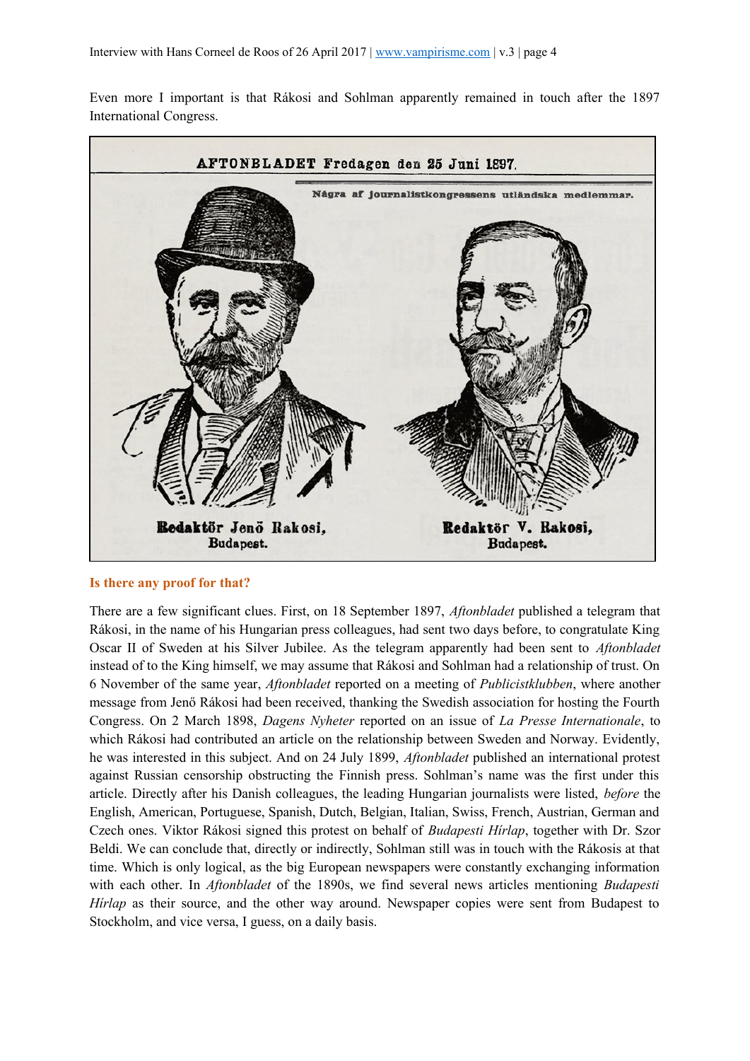Even more I important is that Rákosi and Sohlman apparently remained in touch after the 1897 International Congress.

AFTONBLADET Fredagen den 25 Juni 1897.

Några af journalistkongressens utländska medlemmar.

Redaktör Jenö Rakosi, Budapest.

Redaktör V. Rakosi, Budapest.

**Is there any proof for that?**

There are a few significant clues. First, on 18 September 1897, *Aftonbladet* published a telegram that Rákosi, in the name of his Hungarian press colleagues, had sent two days before, to congratulate King Oscar II of Sweden at his Silver Jubilee. As the telegram apparently had been sent to *Aftonbladet* instead of to the King himself, we may assume that Rákosi and Sohlman had a relationship of trust. On 6 November of the same year, *Aftonbladet* reported on a meeting of *Publicistklubben*, where another message from Jenő Rákosi had been received, thanking the Swedish association for hosting the Fourth Congress. On 2 March 1898, *Dagens Nyheter* reported on an issue of *La Presse Internationale*, to which Rákosi had contributed an article on the relationship between Sweden and Norway. Evidently, he was interested in this subject. And on 24 July 1899, *Aftonbladet* published an international protest against Russian censorship obstructing the Finnish press. Sohlman's name was the first under this article. Directly after his Danish colleagues, the leading Hungarian journalists were listed, *before* the English, American, Portuguese, Spanish, Dutch, Belgian, Italian, Swiss, French, Austrian, German and Czech ones. Viktor Rákosi signed this protest on behalf of *Budapesti Hírlap*, together with Dr. Szor Beldi. We can conclude that, directly or indirectly, Sohlman still was in touch with the Rákosis at that time. Which is only logical, as the big European newspapers were constantly exchanging information with each other. In *Aftonbladet* of the 1890s, we find several news articles mentioning *Budapesti Hírlap* as their source, and the other way around. Newspaper copies were sent from Budapest to Stockholm, and vice versa, I guess, on a daily basis.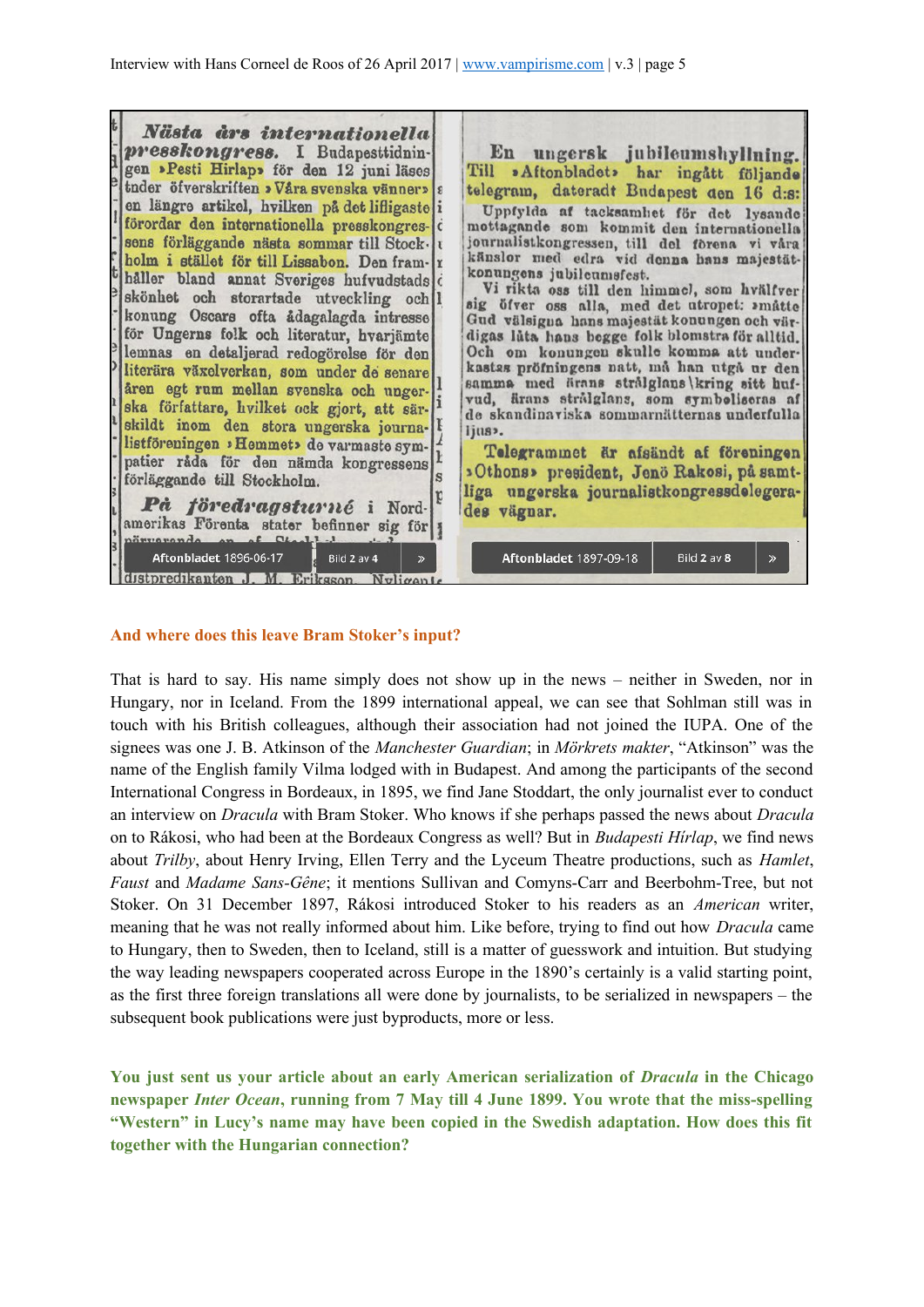**Nästa års internationella presskongress.** I Budapesttidningen »Pesti Hirlap» för den 12 juni läses under öfverskriften »Våra svenska vänner» en längre artikel, hvilken på det lifligaste förordar den internationella presskongressens förläggande nästa sommar till Stockholm i stället för till Lissabon. Den framhåller bland annat Sveriges hufvudstads skönhet och storartade utveckling och konung Oscars ofta ådagalagda intresse för Ungerns folk och literatur, hvarjämte lemnas en detaljerad redogörelse för den literära växelverkan, som under de senare åren egt rum mellan svenska och ungerska författare, hvilket ock gjort, att särskildt inom den stora ungerska journalistföreningen »Hemmet» de varmaste sympatier råda för den nämda kongressens förläggande till Stockholm.

*På föredragsturné* i Nordamerikas Förenta stater befinner sig för …

Aftonbladet 1896-06-17 | Bild 2 av 4

**En ungersk jubileumshyllning.** Till »Aftonbladet» har ingått följande telegram, dateradt Budapest den 16 d:s:

Uppfylda af tacksamhet för det lysande mottagande som kommit den internationella journalistkongressen, till del förena vi våra känslor med edra vid denna hans majestät konungens jubileumsfest.

Vi rikta oss till den himmel, som hvälfver sig öfver oss alla, med det utropet: »måtte Gud välsigna hans majestät konungen och värdigas låta hans begge folk blomstra för alltid. Och om konungen skulle komma att underkastas pröfningens natt, må han utgå ur den samma med ärans strålglans\kring sitt hufvud, ärans strålglans, som symboliseras af de skandinaviska sommarnätternas underfulla ljus».

Telegrammet är afsändt af föreningen »Othon» president, Jenö Rakosi, på samtliga ungerska journalistkongressdelegerades vägnar.

Aftonbladet 1897-09-18 | Bild 2 av 8

**And where does this leave Bram Stoker's input?**

That is hard to say. His name simply does not show up in the news – neither in Sweden, nor in Hungary, nor in Iceland. From the 1899 international appeal, we can see that Sohlman still was in touch with his British colleagues, although their association had not joined the IUPA. One of the signees was one J. B. Atkinson of the *Manchester Guardian*; in *Mörkrets makter*, "Atkinson" was the name of the English family Vilma lodged with in Budapest. And among the participants of the second International Congress in Bordeaux, in 1895, we find Jane Stoddart, the only journalist ever to conduct an interview on *Dracula* with Bram Stoker. Who knows if she perhaps passed the news about *Dracula* on to Rákosi, who had been at the Bordeaux Congress as well? But in *Budapesti Hírlap*, we find news about *Trilby*, about Henry Irving, Ellen Terry and the Lyceum Theatre productions, such as *Hamlet*, *Faust* and *Madame Sans-Gêne*; it mentions Sullivan and Comyns-Carr and Beerbohm-Tree, but not Stoker. On 31 December 1897, Rákosi introduced Stoker to his readers as an *American* writer, meaning that he was not really informed about him. Like before, trying to find out how *Dracula* came to Hungary, then to Sweden, then to Iceland, still is a matter of guesswork and intuition. But studying the way leading newspapers cooperated across Europe in the 1890's certainly is a valid starting point, as the first three foreign translations all were done by journalists, to be serialized in newspapers – the subsequent book publications were just byproducts, more or less.

**You just sent us your article about an early American serialization of *Dracula* in the Chicago newspaper *Inter Ocean*, running from 7 May till 4 June 1899. You wrote that the miss-spelling "Western" in Lucy's name may have been copied in the Swedish adaptation. How does this fit together with the Hungarian connection?**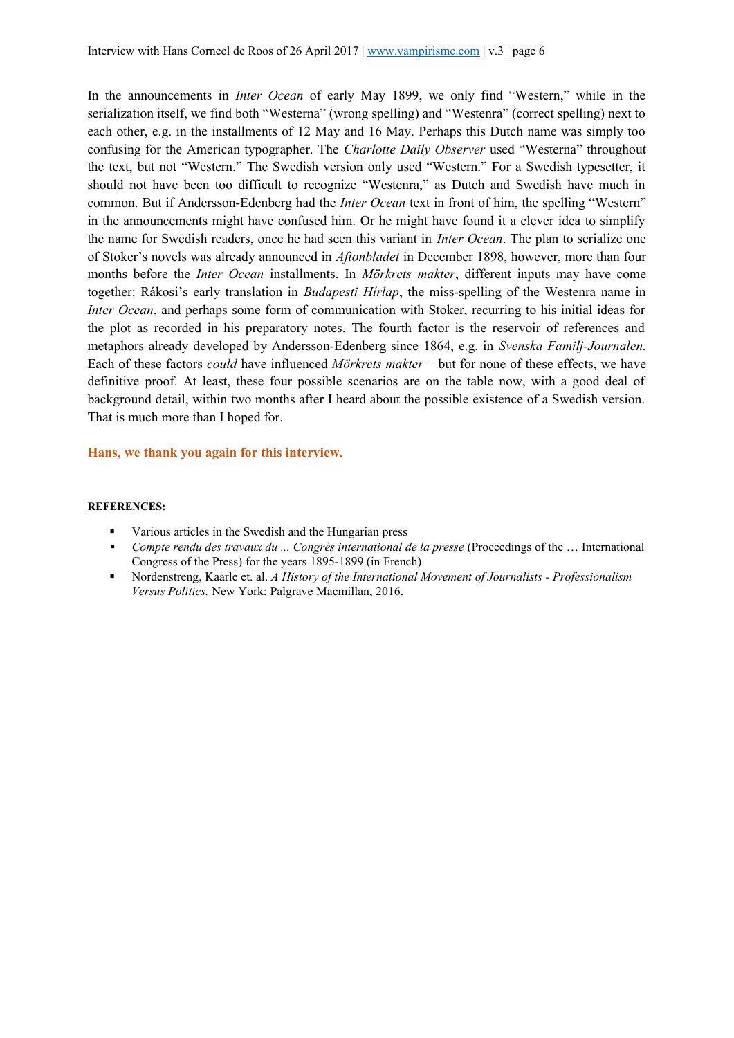In the announcements in *Inter Ocean* of early May 1899, we only find “Western,” while in the serialization itself, we find both “Westerna” (wrong spelling) and “Westenra” (correct spelling) next to each other, e.g. in the installments of 12 May and 16 May. Perhaps this Dutch name was simply too confusing for the American typographer. The *Charlotte Daily Observer* used “Westerna” throughout the text, but not “Western.” The Swedish version only used “Western.” For a Swedish typesetter, it should not have been too difficult to recognize “Westenra,” as Dutch and Swedish have much in common. But if Andersson-Edenberg had the *Inter Ocean* text in front of him, the spelling “Western” in the announcements might have confused him. Or he might have found it a clever idea to simplify the name for Swedish readers, once he had seen this variant in *Inter Ocean*. The plan to serialize one of Stoker’s novels was already announced in *Aftonbladet* in December 1898, however, more than four months before the *Inter Ocean* installments. In *Mörkrets makter*, different inputs may have come together: Rákosi’s early translation in *Budapesti Hírlap*, the miss-spelling of the Westenra name in *Inter Ocean*, and perhaps some form of communication with Stoker, recurring to his initial ideas for the plot as recorded in his preparatory notes. The fourth factor is the reservoir of references and metaphors already developed by Andersson-Edenberg since 1864, e.g. in *Svenska Familj-Journalen.* Each of these factors *could* have influenced *Mörkrets makter* – but for none of these effects, we have definitive proof. At least, these four possible scenarios are on the table now, with a good deal of background detail, within two months after I heard about the possible existence of a Swedish version. That is much more than I hoped for.

**Hans, we thank you again for this interview.**

**REFERENCES:**

- Various articles in the Swedish and the Hungarian press
- *Compte rendu des travaux du ... Congrès international de la presse* (Proceedings of the … International Congress of the Press) for the years 1895-1899 (in French)
- Nordenstreng, Kaarle et. al. *A History of the International Movement of Journalists - Professionalism Versus Politics.* New York: Palgrave Macmillan, 2016.